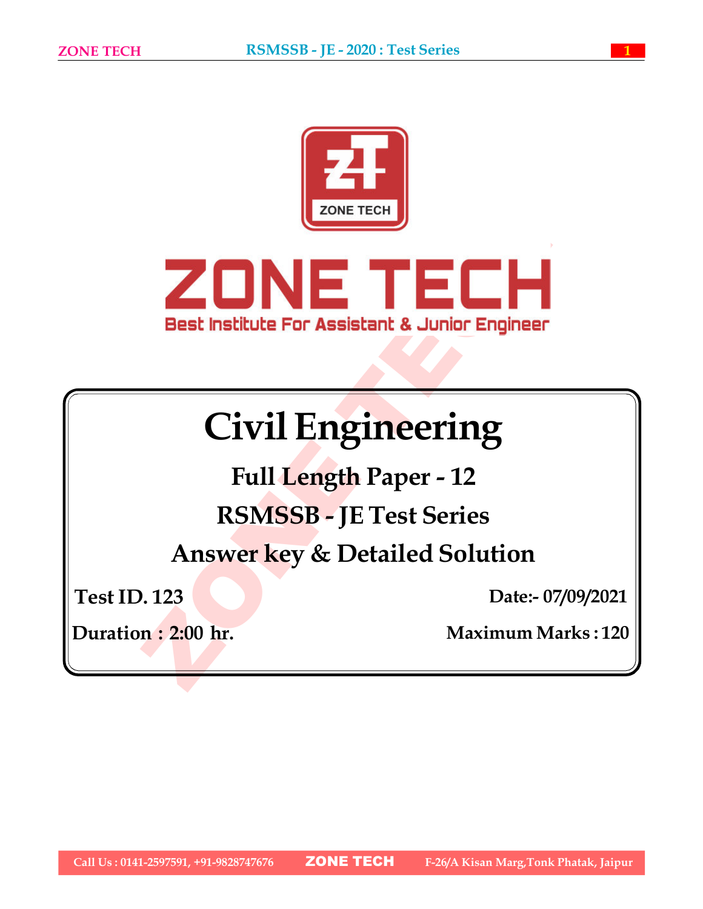# ZONE TECH

Best Institute For Assistant & Junior Engineer

# Civil Engineering

## Full Length Paper - 12

## RSMSSB - JE Test Series

## Answer key & Detailed Solution

**Test ID. 123** **Date:- 07/09/2021**

**Duration : 2:00 hr.** **Maximum Marks : 120**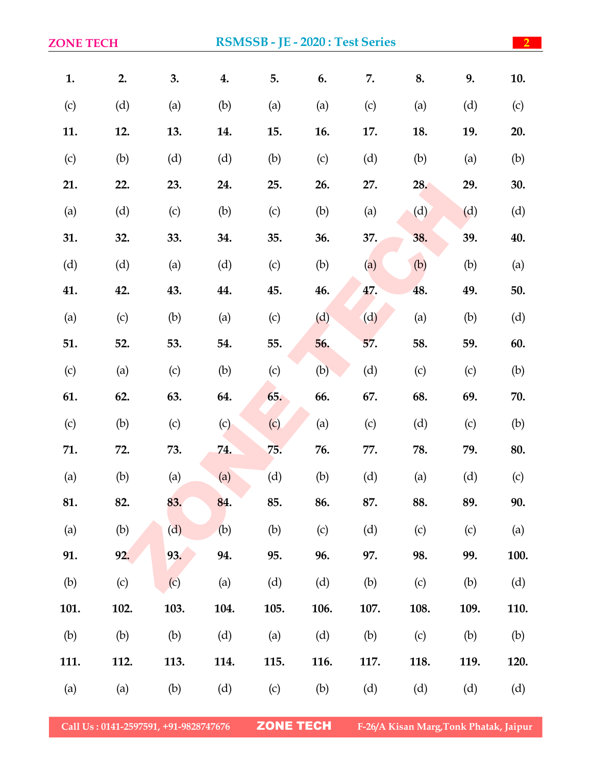| | | | | | | | | | |
|---|---|---|---|---|---|---|---|---|---|
| **1.** | **2.** | **3.** | **4.** | **5.** | **6.** | **7.** | **8.** | **9.** | **10.** |
| (c) | (d) | (a) | (b) | (a) | (a) | (c) | (a) | (d) | (c) |
| **11.** | **12.** | **13.** | **14.** | **15.** | **16.** | **17.** | **18.** | **19.** | **20.** |
| (c) | (b) | (d) | (d) | (b) | (c) | (d) | (b) | (a) | (b) |
| **21.** | **22.** | **23.** | **24.** | **25.** | **26.** | **27.** | **28.** | **29.** | **30.** |
| (a) | (d) | (c) | (b) | (c) | (b) | (a) | (d) | (d) | (d) |
| **31.** | **32.** | **33.** | **34.** | **35.** | **36.** | **37.** | **38.** | **39.** | **40.** |
| (d) | (d) | (a) | (d) | (c) | (b) | (a) | (b) | (b) | (a) |
| **41.** | **42.** | **43.** | **44.** | **45.** | **46.** | **47.** | **48.** | **49.** | **50.** |
| (a) | (c) | (b) | (a) | (c) | (d) | (d) | (a) | (b) | (d) |
| **51.** | **52.** | **53.** | **54.** | **55.** | **56.** | **57.** | **58.** | **59.** | **60.** |
| (c) | (a) | (c) | (b) | (c) | (b) | (d) | (c) | (c) | (b) |
| **61.** | **62.** | **63.** | **64.** | **65.** | **66.** | **67.** | **68.** | **69.** | **70.** |
| (c) | (b) | (c) | (c) | (c) | (a) | (c) | (d) | (c) | (b) |
| **71.** | **72.** | **73.** | **74.** | **75.** | **76.** | **77.** | **78.** | **79.** | **80.** |
| (a) | (b) | (a) | (a) | (d) | (b) | (d) | (a) | (d) | (c) |
| **81.** | **82.** | **83.** | **84.** | **85.** | **86.** | **87.** | **88.** | **89.** | **90.** |
| (a) | (b) | (d) | (b) | (b) | (c) | (d) | (c) | (c) | (a) |
| **91.** | **92.** | **93.** | **94.** | **95.** | **96.** | **97.** | **98.** | **99.** | **100.** |
| (b) | (c) | (c) | (a) | (d) | (d) | (b) | (c) | (b) | (d) |
| **101.** | **102.** | **103.** | **104.** | **105.** | **106.** | **107.** | **108.** | **109.** | **110.** |
| (b) | (b) | (b) | (d) | (a) | (d) | (b) | (c) | (b) | (b) |
| **111.** | **112.** | **113.** | **114.** | **115.** | **116.** | **117.** | **118.** | **119.** | **120.** |
| (a) | (a) | (b) | (d) | (c) | (b) | (d) | (d) | (d) | (d) |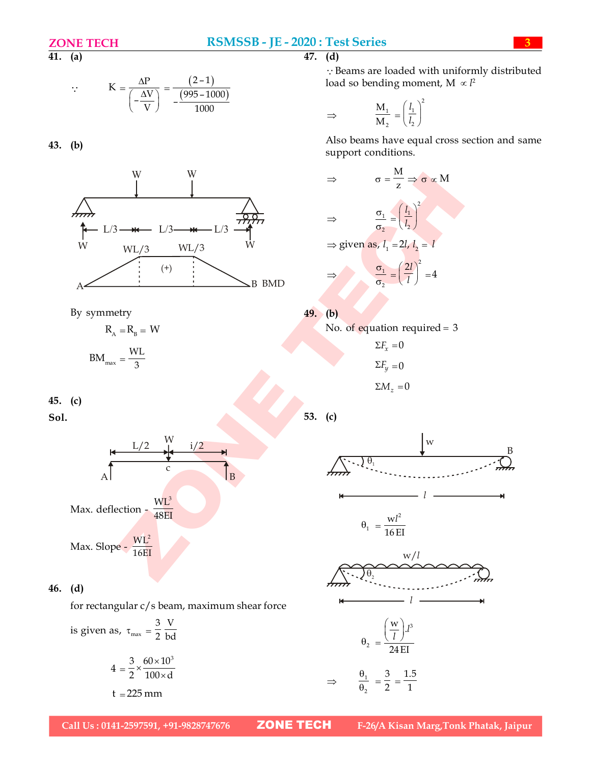**41. (a)**

$$\because \quad K = \frac{\Delta P}{\left(-\frac{\Delta V}{V}\right)} = \frac{(2-1)}{-\frac{(995-1000)}{1000}}$$

**43. (b)**

W W

L/3 L/3 L/3

W W

WL/3 WL/3

(+)

A B BMD

By symmetry

$$R_A = R_B = W$$

$$BM_{max} = \frac{WL}{3}$$

**45. (c)**

**Sol.**

L/2 W i/2

A c B

Max. deflection - $\frac{WL^3}{48EI}$

Max. Slope - $\frac{WL^2}{16EI}$

**46. (d)**

for rectangular c/s beam, maximum shear force is given as, $\tau_{max} = \frac{3}{2}\frac{V}{bd}$

$$4 = \frac{3}{2} \times \frac{60 \times 10^3}{100 \times d}$$

$$t = 225 \text{ mm}$$

**47. (d)**

$\because$ Beams are loaded with uniformly distributed load so bending moment, $M \propto l^2$

$$\Rightarrow \quad \frac{M_1}{M_2} = \left(\frac{l_1}{l_2}\right)^2$$

Also beams have equal cross section and same support conditions.

$$\Rightarrow \quad \sigma = \frac{M}{z} \Rightarrow \sigma \propto M$$

$$\Rightarrow \quad \frac{\sigma_1}{\sigma_2} = \left(\frac{l_1}{l_2}\right)^2$$

$\Rightarrow$ given as, $l_1 = 2l$, $l_2 = l$

$$\Rightarrow \quad \frac{\sigma_1}{\sigma_2} = \left(\frac{2l}{l}\right)^2 = 4$$

**49. (b)**

No. of equation required = 3

$$\Sigma F_x = 0$$

$$\Sigma F_y = 0$$

$$\Sigma M_z = 0$$

**53. (c)**

w

B

$\theta_1$

$l$

$$\theta_1 = \frac{wl^2}{16\,EI}$$

w/$l$

$\theta_2$

$l$

$$\theta_2 = \frac{\left(\frac{w}{l}\right).l^3}{24\,EI}$$

$$\Rightarrow \quad \frac{\theta_1}{\theta_2} = \frac{3}{2} = \frac{1.5}{1}$$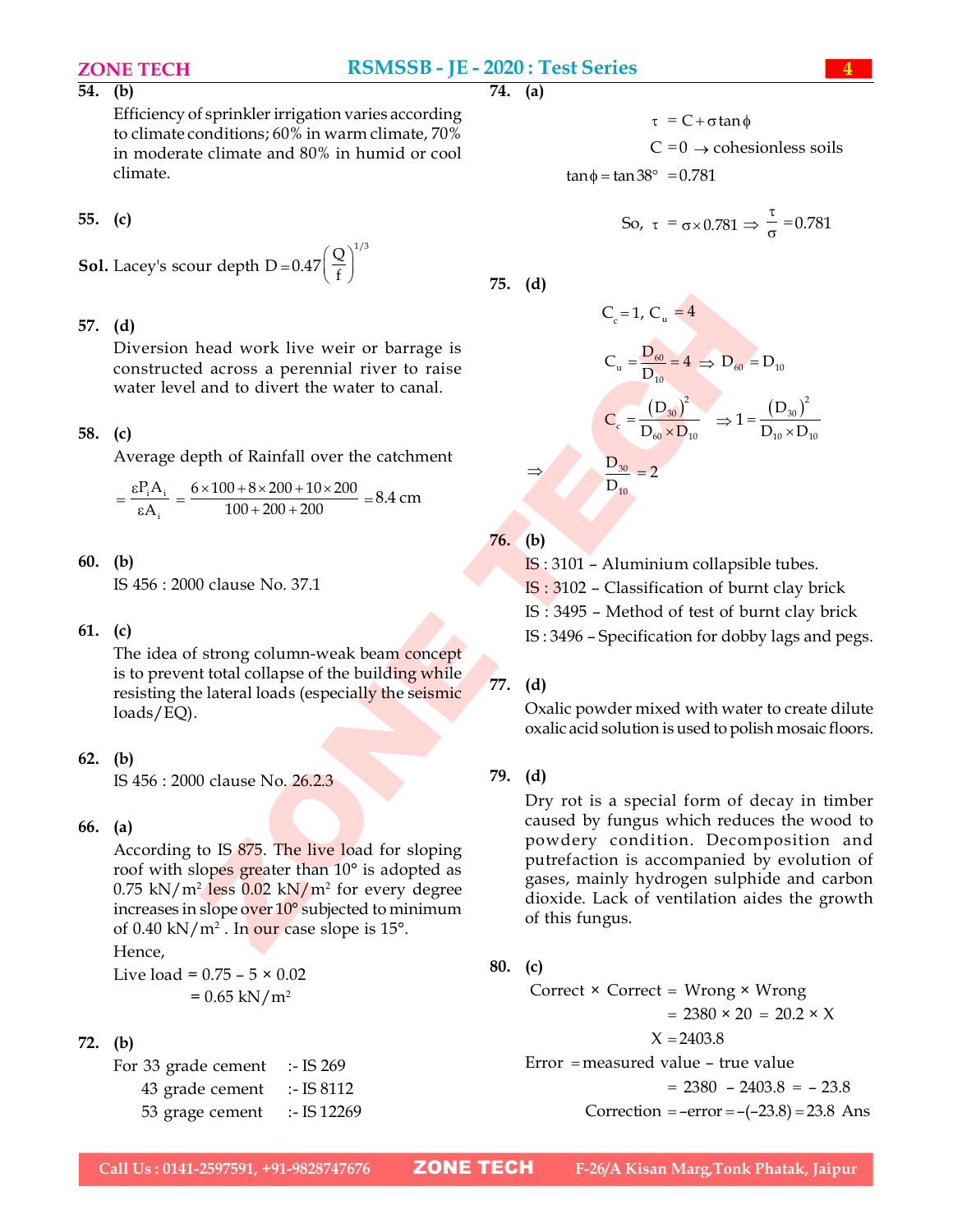**54. (b)**

Efficiency of sprinkler irrigation varies according to climate conditions; 60% in warm climate, 70% in moderate climate and 80% in humid or cool climate.

**55. (c)**

**Sol.** Lacey's scour depth $D = 0.47\left(\frac{Q}{f}\right)^{1/3}$

**57. (d)**

Diversion head work live weir or barrage is constructed across a perennial river to raise water level and to divert the water to canal.

**58. (c)**

Average depth of Rainfall over the catchment

$$= \frac{\varepsilon P_i A_i}{\varepsilon A_i} = \frac{6\times100 + 8\times200 + 10\times200}{100+200+200} = 8.4 \text{ cm}$$

**60. (b)**

IS 456 : 2000 clause No. 37.1

**61. (c)**

The idea of strong column-weak beam concept is to prevent total collapse of the building while resisting the lateral loads (especially the seismic loads/EQ).

**62. (b)**

IS 456 : 2000 clause No. 26.2.3

**66. (a)**

According to IS 875. The live load for sloping roof with slopes greater than 10° is adopted as 0.75 kN/m² less 0.02 kN/m² for every degree increases in slope over 10° subjected to minimum of 0.40 kN/m². In our case slope is 15°.

Hence,

Live load = 0.75 – 5 × 0.02

= 0.65 kN/m²

**72. (b)**

| | |
|---|---|
| For 33 grade cement | :- IS 269 |
| 43 grade cement | :- IS 8112 |
| 53 grage cement | :- IS 12269 |

**74. (a)**

$$\tau = C + \sigma \tan\phi$$

$C = 0 \rightarrow$ cohesionless soils

$$\tan\phi = \tan 38° = 0.781$$

$$\text{So, } \tau = \sigma \times 0.781 \Rightarrow \frac{\tau}{\sigma} = 0.781$$

**75. (d)**

$$C_c = 1,\ C_u = 4$$

$$C_u = \frac{D_{60}}{D_{10}} = 4 \Rightarrow D_{60} = D_{10}$$

$$C_c = \frac{(D_{30})^2}{D_{60}\times D_{10}} \Rightarrow 1 = \frac{(D_{30})^2}{D_{10}\times D_{10}}$$

$$\Rightarrow \frac{D_{30}}{D_{10}} = 2$$

**76. (b)**

IS : 3101 – Aluminium collapsible tubes.

IS : 3102 – Classification of burnt clay brick

IS : 3495 – Method of test of burnt clay brick

IS : 3496 – Specification for dobby lags and pegs.

**77. (d)**

Oxalic powder mixed with water to create dilute oxalic acid solution is used to polish mosaic floors.

**79. (d)**

Dry rot is a special form of decay in timber caused by fungus which reduces the wood to powdery condition. Decomposition and putrefaction is accompanied by evolution of gases, mainly hydrogen sulphide and carbon dioxide. Lack of ventilation aides the growth of this fungus.

**80. (c)**

Correct × Correct = Wrong × Wrong

= 2380 × 20 = 20.2 × X

X = 2403.8

Error = measured value – true value

= 2380 – 2403.8 = – 23.8

Correction $= -\text{error} = -(-23.8) = 23.8$ Ans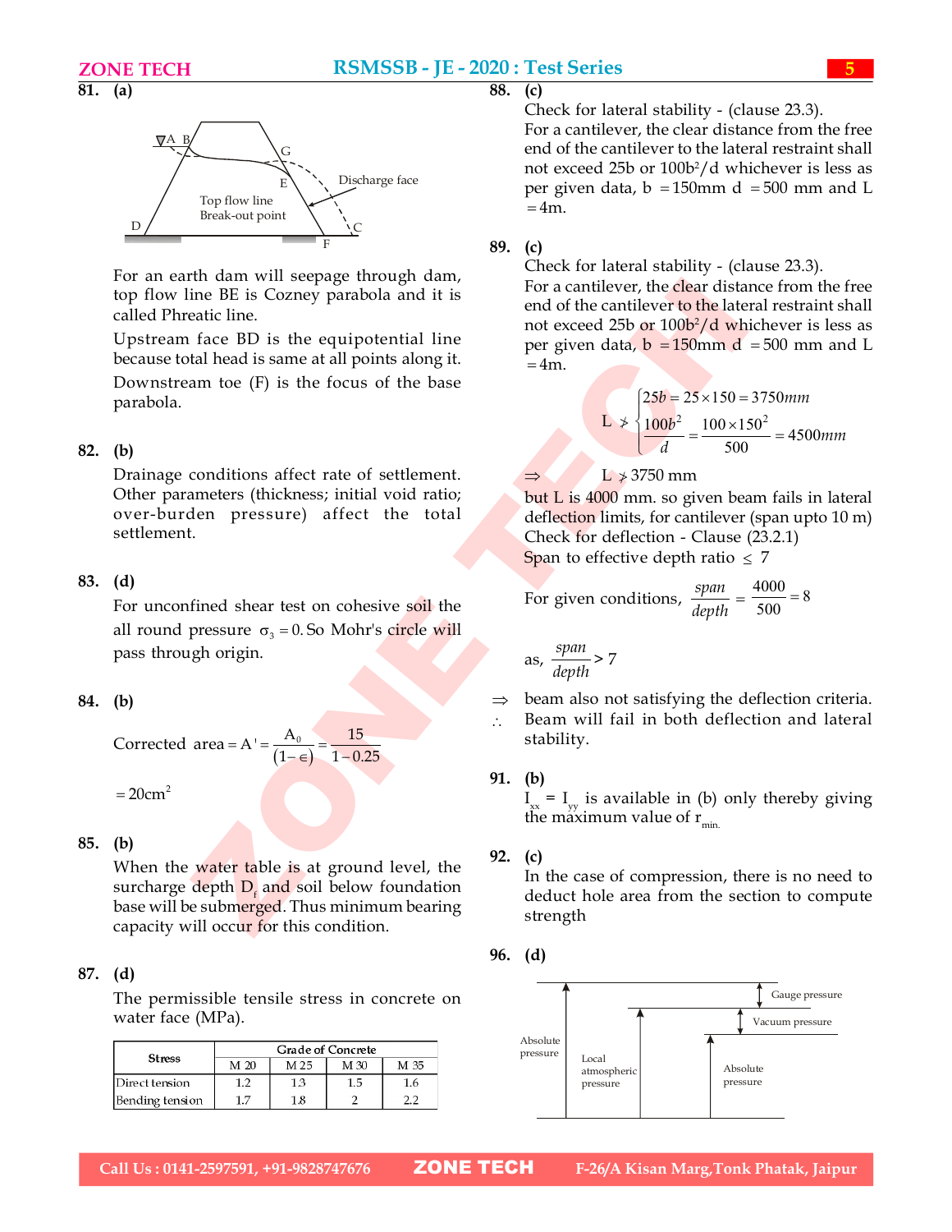**81. (a)**

Top flow line
Break-out point
Discharge face
A B G E D F C

For an earth dam will seepage through dam, top flow line BE is Cozney parabola and it is called Phreatic line.

Upstream face BD is the equipotential line because total head is same at all points along it.

Downstream toe (F) is the focus of the base parabola.

**82. (b)**

Drainage conditions affect rate of settlement. Other parameters (thickness; initial void ratio; over-burden pressure) affect the total settlement.

**83. (d)**

For unconfined shear test on cohesive soil the all round pressure $\sigma_3 = 0$. So Mohr's circle will pass through origin.

**84. (b)**

$$\text{Corrected area} = A' = \frac{A_0}{(1-\epsilon)} = \frac{15}{1-0.25}$$

$$= 20\text{cm}^2$$

**85. (b)**

When the water table is at ground level, the surcharge depth $D_f$ and soil below foundation base will be submerged. Thus minimum bearing capacity will occur for this condition.

**87. (d)**

The permissible tensile stress in concrete on water face (MPa).

| Stress | Grade of Concrete | | | |
|---|---|---|---|---|
| | M 20 | M 25 | M 30 | M 35 |
| Direct tension | 1.2 | 1.3 | 1.5 | 1.6 |
| Bending tension | 1.7 | 1.8 | 2 | 2.2 |

**88. (c)**

Check for lateral stability - (clause 23.3).
For a cantilever, the clear distance from the free end of the cantilever to the lateral restraint shall not exceed 25b or $100b^2/d$ whichever is less as per given data, b = 150mm d = 500 mm and L = 4m.

**89. (c)**

Check for lateral stability - (clause 23.3).
For a cantilever, the clear distance from the free end of the cantilever to the lateral restraint shall not exceed 25b or $100b^2/d$ whichever is less as per given data, b = 150mm d = 500 mm and L = 4m.

$$L \not> \begin{cases} 25b = 25 \times 150 = 3750mm \\ \dfrac{100b^2}{d} = \dfrac{100 \times 150^2}{500} = 4500mm \end{cases}$$

$\Rightarrow$ $L \not> 3750$ mm

but L is 4000 mm. so given beam fails in lateral deflection limits, for cantilever (span upto 10 m)
Check for deflection - Clause (23.2.1)
Span to effective depth ratio $\leq$ 7

For given conditions, $\dfrac{span}{depth} = \dfrac{4000}{500} = 8$

as, $\dfrac{span}{depth} > 7$

$\Rightarrow$ beam also not satisfying the deflection criteria.
$\therefore$ Beam will fail in both deflection and lateral stability.

**91. (b)**

$I_{xx} = I_{yy}$ is available in (b) only thereby giving the maximum value of $r_{min.}$

**92. (c)**

In the case of compression, there is no need to deduct hole area from the section to compute strength

**96. (d)**

Gauge pressure
Vacuum pressure
Absolute pressure
Local atmospheric pressure
Absolute pressure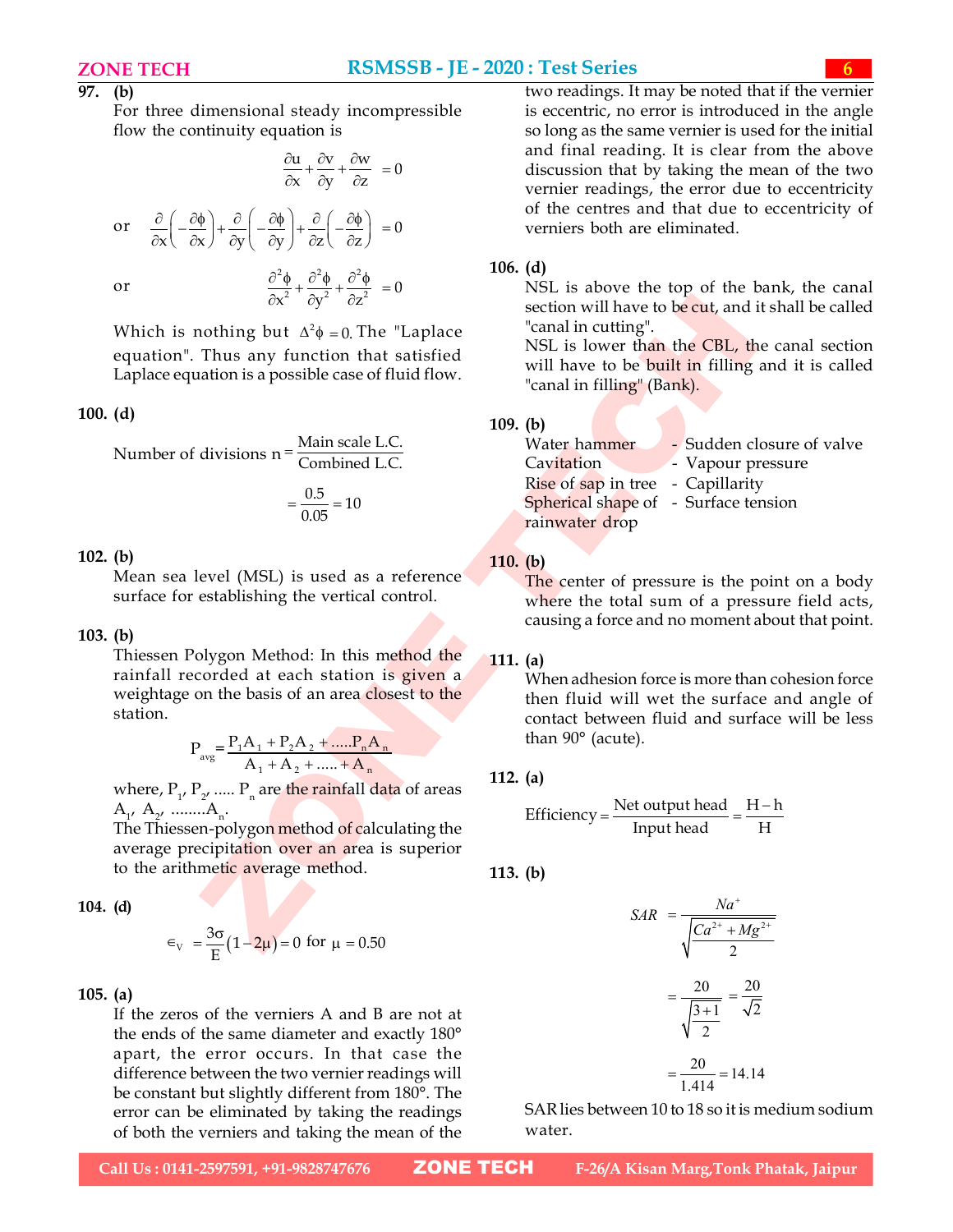**97. (b)**

For three dimensional steady incompressible flow the continuity equation is

$$\frac{\partial u}{\partial x}+\frac{\partial v}{\partial y}+\frac{\partial w}{\partial z}=0$$

or $$\frac{\partial}{\partial x}\left(-\frac{\partial \phi}{\partial x}\right)+\frac{\partial}{\partial y}\left(-\frac{\partial \phi}{\partial y}\right)+\frac{\partial}{\partial z}\left(-\frac{\partial \phi}{\partial z}\right)=0$$

or $$\frac{\partial^2 \phi}{\partial x^2}+\frac{\partial^2 \phi}{\partial y^2}+\frac{\partial^2 \phi}{\partial z^2}=0$$

Which is nothing but $\Delta^2\phi = 0$. The "Laplace equation". Thus any function that satisfied Laplace equation is a possible case of fluid flow.

**100. (d)**

$$\text{Number of divisions } n=\frac{\text{Main scale L.C.}}{\text{Combined L.C.}}$$

$$=\frac{0.5}{0.05}=10$$

**102. (b)**

Mean sea level (MSL) is used as a reference surface for establishing the vertical control.

**103. (b)**

Thiessen Polygon Method: In this method the rainfall recorded at each station is given a weightage on the basis of an area closest to the station.

$$P_{avg}=\frac{P_1A_1+P_2A_2+.....P_nA_n}{A_1+A_2+.....+A_n}$$

where, $P_1$, $P_2$, ..... $P_n$ are the rainfall data of areas $A_1$, $A_2$, ........$A_n$.

The Thiessen-polygon method of calculating the average precipitation over an area is superior to the arithmetic average method.

**104. (d)**

$$\epsilon_V=\frac{3\sigma}{E}(1-2\mu)=0 \text{ for } \mu=0.50$$

**105. (a)**

If the zeros of the verniers A and B are not at the ends of the same diameter and exactly 180° apart, the error occurs. In that case the difference between the two vernier readings will be constant but slightly different from 180°. The error can be eliminated by taking the readings of both the verniers and taking the mean of the two readings. It may be noted that if the vernier is eccentric, no error is introduced in the angle so long as the same vernier is used for the initial and final reading. It is clear from the above discussion that by taking the mean of the two vernier readings, the error due to eccentricity of the centres and that due to eccentricity of verniers both are eliminated.

**106. (d)**

NSL is above the top of the bank, the canal section will have to be cut, and it shall be called "canal in cutting".

NSL is lower than the CBL, the canal section will have to be built in filling and it is called "canal in filling" (Bank).

**109. (b)**

| | |
|---|---|
| Water hammer | - Sudden closure of valve |
| Cavitation | - Vapour pressure |
| Rise of sap in tree | - Capillarity |
| Spherical shape of rainwater drop | - Surface tension |

**110. (b)**

The center of pressure is the point on a body where the total sum of a pressure field acts, causing a force and no moment about that point.

**111. (a)**

When adhesion force is more than cohesion force then fluid will wet the surface and angle of contact between fluid and surface will be less than 90° (acute).

**112. (a)**

$$\text{Efficiency}=\frac{\text{Net output head}}{\text{Input head}}=\frac{H-h}{H}$$

**113. (b)**

$$SAR=\frac{Na^+}{\sqrt{\dfrac{Ca^{2+}+Mg^{2+}}{2}}}$$

$$=\frac{20}{\sqrt{\dfrac{3+1}{2}}}=\frac{20}{\sqrt{2}}$$

$$=\frac{20}{1.414}=14.14$$

SAR lies between 10 to 18 so it is medium sodium water.